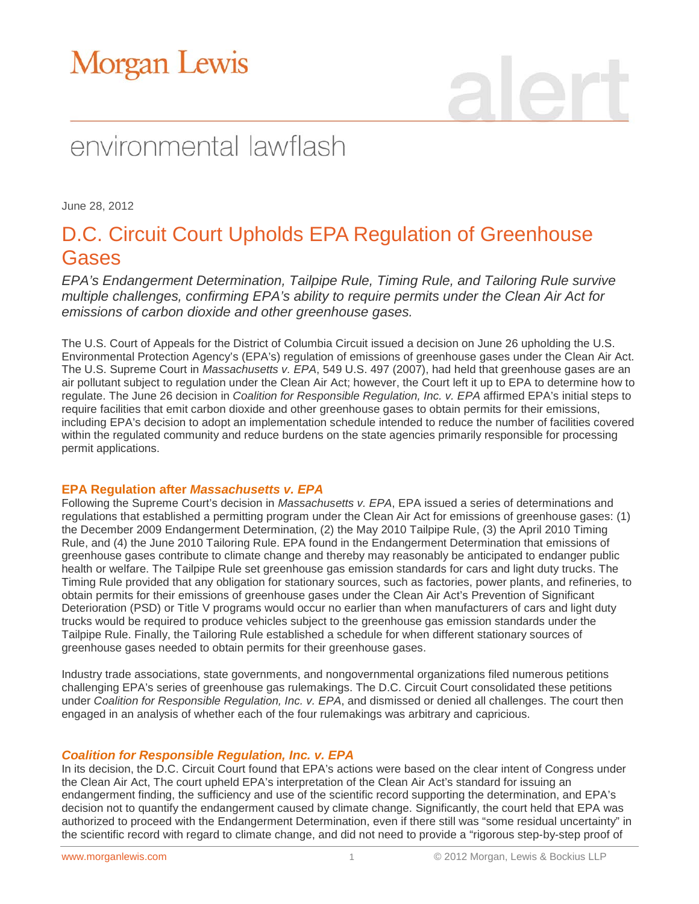Morgan Lewis

alert

environmental lawflash

June 28, 2012

# D.C. Circuit Court Upholds EPA Regulation of Greenhouse Gases

*EPA's Endangerment Determination, Tailpipe Rule, Timing Rule, and Tailoring Rule survive multiple challenges, confirming EPA's ability to require permits under the Clean Air Act for emissions of carbon dioxide and other greenhouse gases.*

The U.S. Court of Appeals for the District of Columbia Circuit issued a decision on June 26 upholding the U.S. Environmental Protection Agency's (EPA's) regulation of emissions of greenhouse gases under the Clean Air Act. The U.S. Supreme Court in *Massachusetts v. EPA*, 549 U.S. 497 (2007), had held that greenhouse gases are an air pollutant subject to regulation under the Clean Air Act; however, the Court left it up to EPA to determine how to regulate. The June 26 decision in *Coalition for Responsible Regulation, Inc. v. EPA* affirmed EPA's initial steps to require facilities that emit carbon dioxide and other greenhouse gases to obtain permits for their emissions, including EPA's decision to adopt an implementation schedule intended to reduce the number of facilities covered within the regulated community and reduce burdens on the state agencies primarily responsible for processing permit applications.

## EPA Regulation after *Massachusetts v. EPA*

Following the Supreme Court's decision in *Massachusetts v. EPA*, EPA issued a series of determinations and regulations that established a permitting program under the Clean Air Act for emissions of greenhouse gases: (1) the December 2009 Endangerment Determination, (2) the May 2010 Tailpipe Rule, (3) the April 2010 Timing Rule, and (4) the June 2010 Tailoring Rule. EPA found in the Endangerment Determination that emissions of greenhouse gases contribute to climate change and thereby may reasonably be anticipated to endanger public health or welfare. The Tailpipe Rule set greenhouse gas emission standards for cars and light duty trucks. The Timing Rule provided that any obligation for stationary sources, such as factories, power plants, and refineries, to obtain permits for their emissions of greenhouse gases under the Clean Air Act's Prevention of Significant Deterioration (PSD) or Title V programs would occur no earlier than when manufacturers of cars and light duty trucks would be required to produce vehicles subject to the greenhouse gas emission standards under the Tailpipe Rule. Finally, the Tailoring Rule established a schedule for when different stationary sources of greenhouse gases needed to obtain permits for their greenhouse gases.

Industry trade associations, state governments, and nongovernmental organizations filed numerous petitions challenging EPA's series of greenhouse gas rulemakings. The D.C. Circuit Court consolidated these petitions under *Coalition for Responsible Regulation, Inc. v. EPA*, and dismissed or denied all challenges. The court then engaged in an analysis of whether each of the four rulemakings was arbitrary and capricious.

## *Coalition for Responsible Regulation, Inc. v. EPA*

In its decision, the D.C. Circuit Court found that EPA's actions were based on the clear intent of Congress under the Clean Air Act, The court upheld EPA's interpretation of the Clean Air Act's standard for issuing an endangerment finding, the sufficiency and use of the scientific record supporting the determination, and EPA's decision not to quantify the endangerment caused by climate change. Significantly, the court held that EPA was authorized to proceed with the Endangerment Determination, even if there still was "some residual uncertainty" in the scientific record with regard to climate change, and did not need to provide a "rigorous step-by-step proof of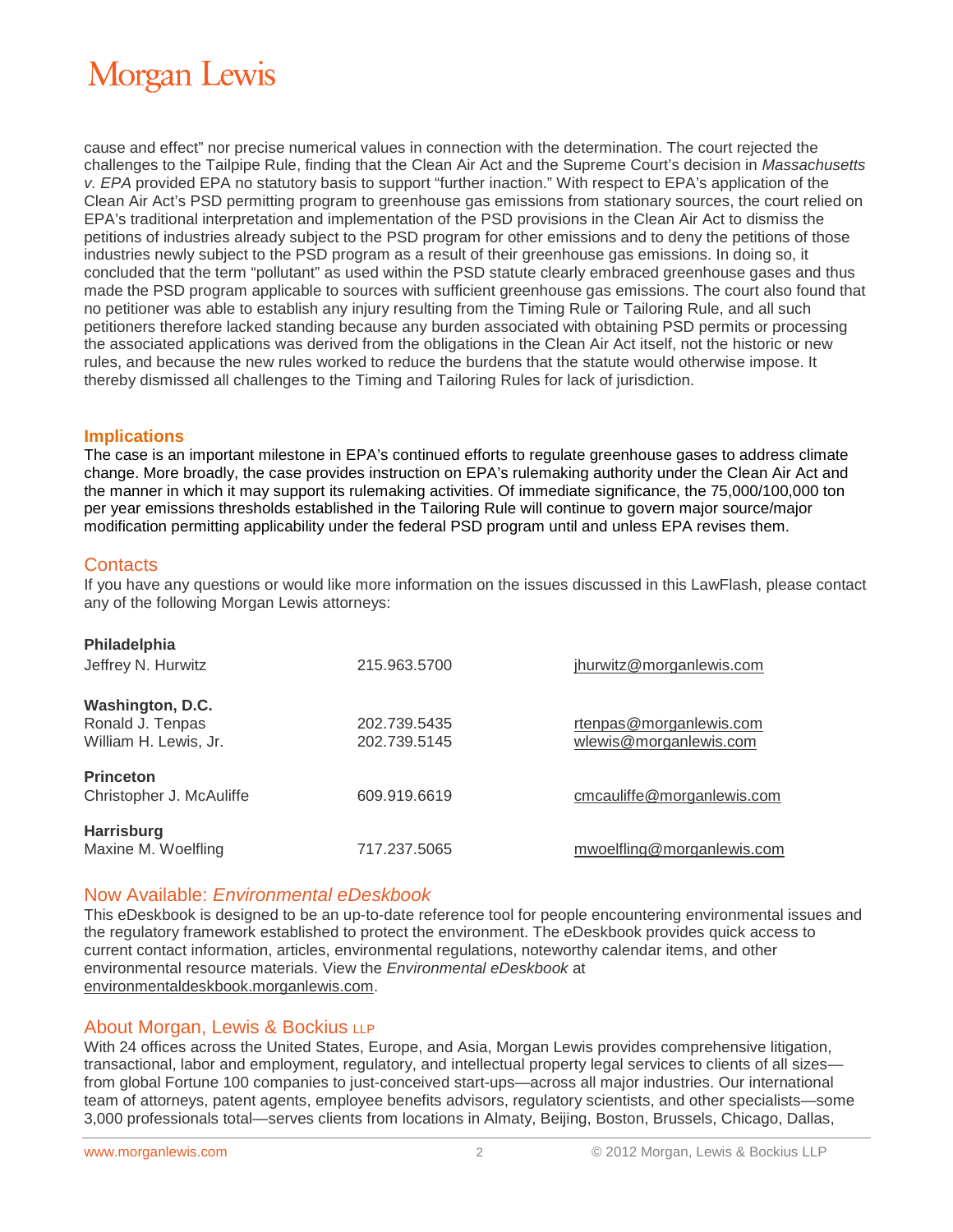cause and effect" nor precise numerical values in connection with the determination. The court rejected the challenges to the Tailpipe Rule, finding that the Clean Air Act and the Supreme Court's decision in *Massachusetts v. EPA* provided EPA no statutory basis to support "further inaction." With respect to EPA's application of the Clean Air Act's PSD permitting program to greenhouse gas emissions from stationary sources, the court relied on EPA's traditional interpretation and implementation of the PSD provisions in the Clean Air Act to dismiss the petitions of industries already subject to the PSD program for other emissions and to deny the petitions of those industries newly subject to the PSD program as a result of their greenhouse gas emissions. In doing so, it concluded that the term "pollutant" as used within the PSD statute clearly embraced greenhouse gases and thus made the PSD program applicable to sources with sufficient greenhouse gas emissions. The court also found that no petitioner was able to establish any injury resulting from the Timing Rule or Tailoring Rule, and all such petitioners therefore lacked standing because any burden associated with obtaining PSD permits or processing the associated applications was derived from the obligations in the Clean Air Act itself, not the historic or new rules, and because the new rules worked to reduce the burdens that the statute would otherwise impose. It thereby dismissed all challenges to the Timing and Tailoring Rules for lack of jurisdiction.

## Implications

The case is an important milestone in EPA's continued efforts to regulate greenhouse gases to address climate change. More broadly, the case provides instruction on EPA's rulemaking authority under the Clean Air Act and the manner in which it may support its rulemaking activities. Of immediate significance, the 75,000/100,000 ton per year emissions thresholds established in the Tailoring Rule will continue to govern major source/major modification permitting applicability under the federal PSD program until and unless EPA revises them.

## Contacts

If you have any questions or would like more information on the issues discussed in this LawFlash, please contact any of the following Morgan Lewis attorneys:

**Philadelphia**

| | | |
|---|---|---|
| Jeffrey N. Hurwitz | 215.963.5700 | jhurwitz@morganlewis.com |

**Washington, D.C.**

| | | |
|---|---|---|
| Ronald J. Tenpas | 202.739.5435 | rtenpas@morganlewis.com |
| William H. Lewis, Jr. | 202.739.5145 | wlewis@morganlewis.com |

**Princeton**

| | | |
|---|---|---|
| Christopher J. McAuliffe | 609.919.6619 | cmcauliffe@morganlewis.com |

**Harrisburg**

| | | |
|---|---|---|
| Maxine M. Woelfling | 717.237.5065 | mwoelfling@morganlewis.com |

## Now Available: *Environmental eDeskbook*

This eDeskbook is designed to be an up-to-date reference tool for people encountering environmental issues and the regulatory framework established to protect the environment. The eDeskbook provides quick access to current contact information, articles, environmental regulations, noteworthy calendar items, and other environmental resource materials. View the *Environmental eDeskbook* at environmentaldeskbook.morganlewis.com.

## About Morgan, Lewis & Bockius LLP

With 24 offices across the United States, Europe, and Asia, Morgan Lewis provides comprehensive litigation, transactional, labor and employment, regulatory, and intellectual property legal services to clients of all sizes—from global Fortune 100 companies to just-conceived start-ups—across all major industries. Our international team of attorneys, patent agents, employee benefits advisors, regulatory scientists, and other specialists—some 3,000 professionals total—serves clients from locations in Almaty, Beijing, Boston, Brussels, Chicago, Dallas,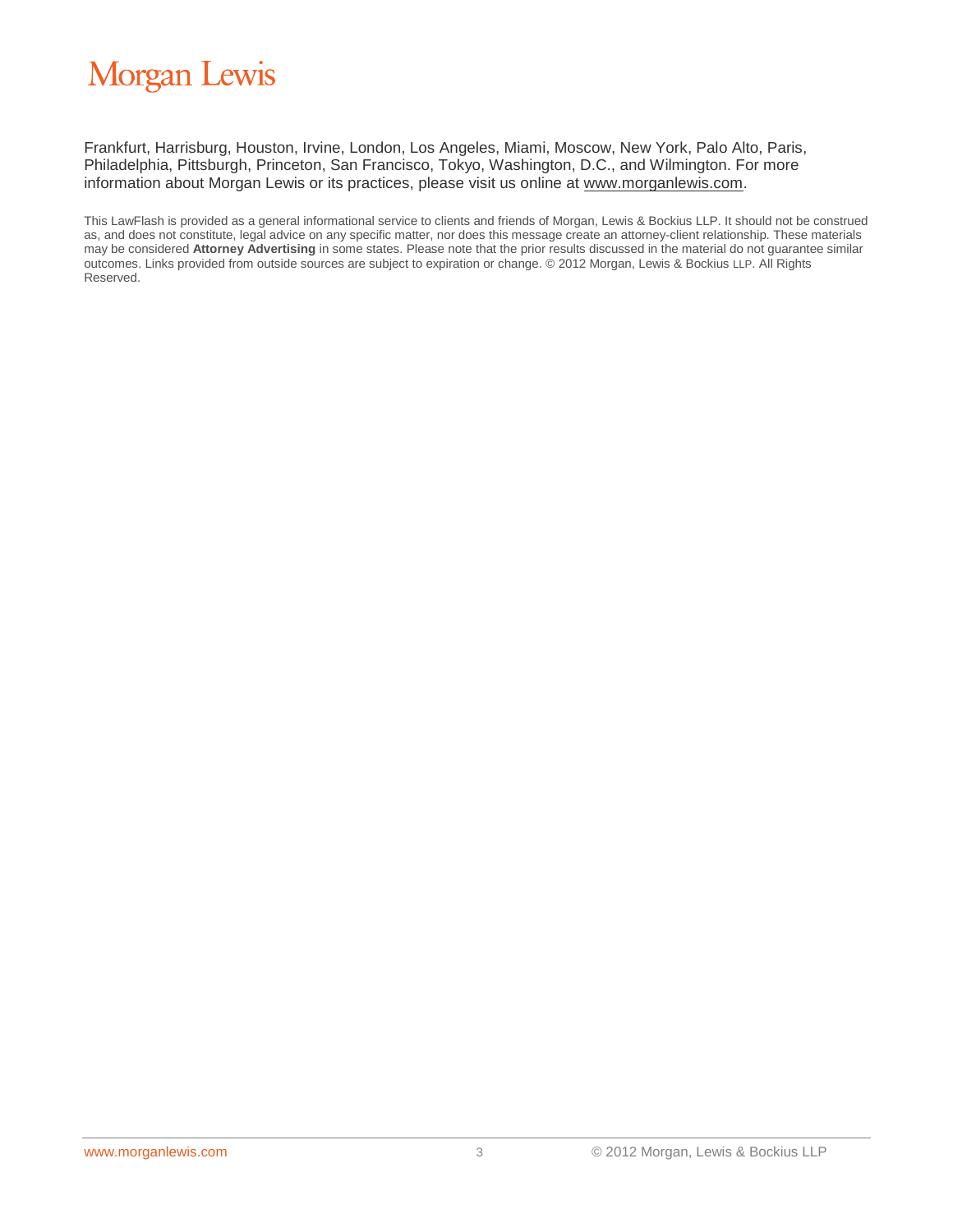# Morgan Lewis

Frankfurt, Harrisburg, Houston, Irvine, London, Los Angeles, Miami, Moscow, New York, Palo Alto, Paris, Philadelphia, Pittsburgh, Princeton, San Francisco, Tokyo, Washington, D.C., and Wilmington. For more information about Morgan Lewis or its practices, please visit us online at www.morganlewis.com.

This LawFlash is provided as a general informational service to clients and friends of Morgan, Lewis & Bockius LLP. It should not be construed as, and does not constitute, legal advice on any specific matter, nor does this message create an attorney-client relationship. These materials may be considered **Attorney Advertising** in some states. Please note that the prior results discussed in the material do not guarantee similar outcomes. Links provided from outside sources are subject to expiration or change. © 2012 Morgan, Lewis & Bockius LLP. All Rights Reserved.